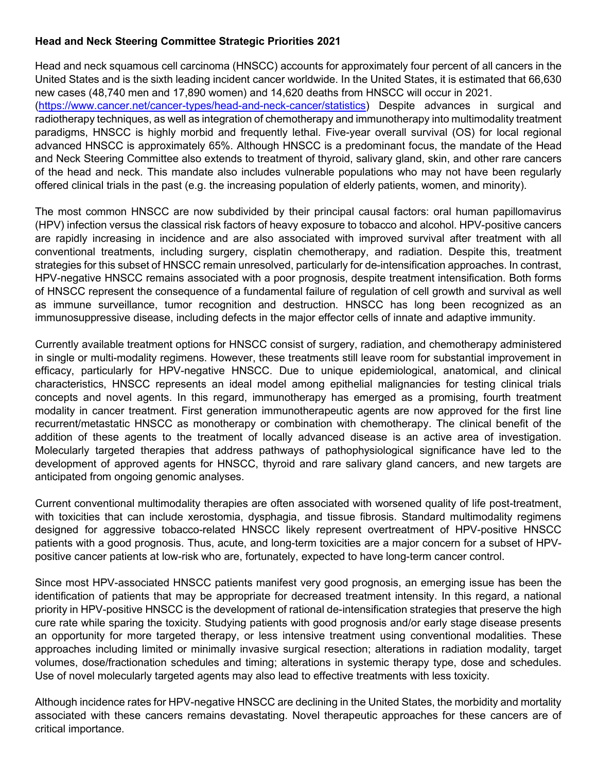**Head and Neck Steering Committee Strategic Priorities 2021**

Head and neck squamous cell carcinoma (HNSCC) accounts for approximately four percent of all cancers in the United States and is the sixth leading incident cancer worldwide. In the United States, it is estimated that 66,630 new cases (48,740 men and 17,890 women) and 14,620 deaths from HNSCC will occur in 2021. (https://www.cancer.net/cancer-types/head-and-neck-cancer/statistics) Despite advances in surgical and radiotherapy techniques, as well as integration of chemotherapy and immunotherapy into multimodality treatment paradigms, HNSCC is highly morbid and frequently lethal. Five-year overall survival (OS) for local regional advanced HNSCC is approximately 65%. Although HNSCC is a predominant focus, the mandate of the Head and Neck Steering Committee also extends to treatment of thyroid, salivary gland, skin, and other rare cancers of the head and neck. This mandate also includes vulnerable populations who may not have been regularly offered clinical trials in the past (e.g. the increasing population of elderly patients, women, and minority).

The most common HNSCC are now subdivided by their principal causal factors: oral human papillomavirus (HPV) infection versus the classical risk factors of heavy exposure to tobacco and alcohol. HPV-positive cancers are rapidly increasing in incidence and are also associated with improved survival after treatment with all conventional treatments, including surgery, cisplatin chemotherapy, and radiation. Despite this, treatment strategies for this subset of HNSCC remain unresolved, particularly for de-intensification approaches. In contrast, HPV-negative HNSCC remains associated with a poor prognosis, despite treatment intensification. Both forms of HNSCC represent the consequence of a fundamental failure of regulation of cell growth and survival as well as immune surveillance, tumor recognition and destruction. HNSCC has long been recognized as an immunosuppressive disease, including defects in the major effector cells of innate and adaptive immunity.

Currently available treatment options for HNSCC consist of surgery, radiation, and chemotherapy administered in single or multi-modality regimens. However, these treatments still leave room for substantial improvement in efficacy, particularly for HPV-negative HNSCC. Due to unique epidemiological, anatomical, and clinical characteristics, HNSCC represents an ideal model among epithelial malignancies for testing clinical trials concepts and novel agents. In this regard, immunotherapy has emerged as a promising, fourth treatment modality in cancer treatment. First generation immunotherapeutic agents are now approved for the first line recurrent/metastatic HNSCC as monotherapy or combination with chemotherapy. The clinical benefit of the addition of these agents to the treatment of locally advanced disease is an active area of investigation. Molecularly targeted therapies that address pathways of pathophysiological significance have led to the development of approved agents for HNSCC, thyroid and rare salivary gland cancers, and new targets are anticipated from ongoing genomic analyses.

Current conventional multimodality therapies are often associated with worsened quality of life post-treatment, with toxicities that can include xerostomia, dysphagia, and tissue fibrosis. Standard multimodality regimens designed for aggressive tobacco-related HNSCC likely represent overtreatment of HPV-positive HNSCC patients with a good prognosis. Thus, acute, and long-term toxicities are a major concern for a subset of HPV-positive cancer patients at low-risk who are, fortunately, expected to have long-term cancer control.

Since most HPV-associated HNSCC patients manifest very good prognosis, an emerging issue has been the identification of patients that may be appropriate for decreased treatment intensity. In this regard, a national priority in HPV-positive HNSCC is the development of rational de-intensification strategies that preserve the high cure rate while sparing the toxicity. Studying patients with good prognosis and/or early stage disease presents an opportunity for more targeted therapy, or less intensive treatment using conventional modalities. These approaches including limited or minimally invasive surgical resection; alterations in radiation modality, target volumes, dose/fractionation schedules and timing; alterations in systemic therapy type, dose and schedules. Use of novel molecularly targeted agents may also lead to effective treatments with less toxicity.

Although incidence rates for HPV-negative HNSCC are declining in the United States, the morbidity and mortality associated with these cancers remains devastating. Novel therapeutic approaches for these cancers are of critical importance.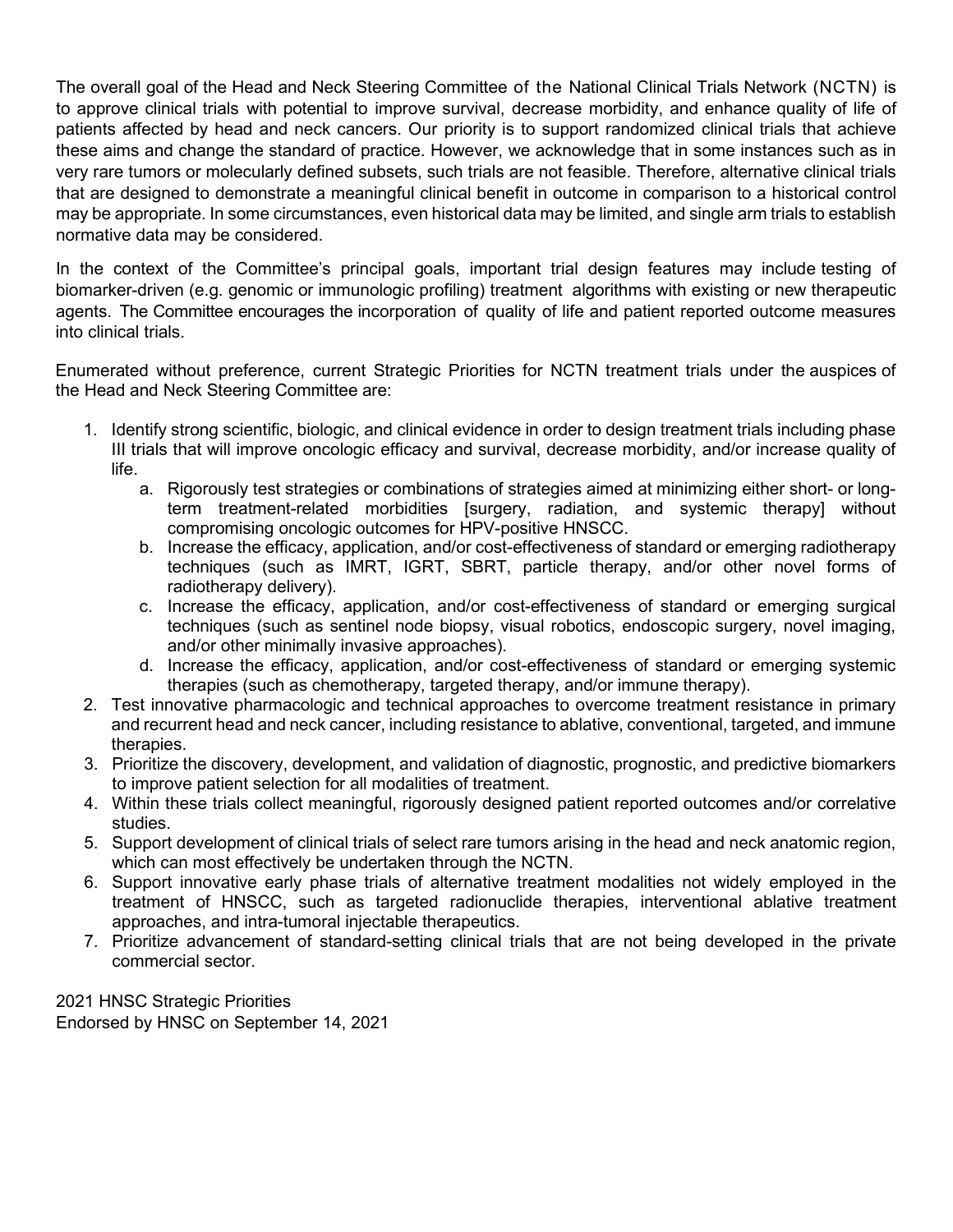The overall goal of the Head and Neck Steering Committee of the National Clinical Trials Network (NCTN) is to approve clinical trials with potential to improve survival, decrease morbidity, and enhance quality of life of patients affected by head and neck cancers. Our priority is to support randomized clinical trials that achieve these aims and change the standard of practice. However, we acknowledge that in some instances such as in very rare tumors or molecularly defined subsets, such trials are not feasible. Therefore, alternative clinical trials that are designed to demonstrate a meaningful clinical benefit in outcome in comparison to a historical control may be appropriate. In some circumstances, even historical data may be limited, and single arm trials to establish normative data may be considered.

In the context of the Committee's principal goals, important trial design features may include testing of biomarker-driven (e.g. genomic or immunologic profiling) treatment algorithms with existing or new therapeutic agents. The Committee encourages the incorporation of quality of life and patient reported outcome measures into clinical trials.

Enumerated without preference, current Strategic Priorities for NCTN treatment trials under the auspices of the Head and Neck Steering Committee are:

1. Identify strong scientific, biologic, and clinical evidence in order to design treatment trials including phase III trials that will improve oncologic efficacy and survival, decrease morbidity, and/or increase quality of life.
   a. Rigorously test strategies or combinations of strategies aimed at minimizing either short- or long-term treatment-related morbidities [surgery, radiation, and systemic therapy] without compromising oncologic outcomes for HPV-positive HNSCC.
   b. Increase the efficacy, application, and/or cost-effectiveness of standard or emerging radiotherapy techniques (such as IMRT, IGRT, SBRT, particle therapy, and/or other novel forms of radiotherapy delivery).
   c. Increase the efficacy, application, and/or cost-effectiveness of standard or emerging surgical techniques (such as sentinel node biopsy, visual robotics, endoscopic surgery, novel imaging, and/or other minimally invasive approaches).
   d. Increase the efficacy, application, and/or cost-effectiveness of standard or emerging systemic therapies (such as chemotherapy, targeted therapy, and/or immune therapy).
2. Test innovative pharmacologic and technical approaches to overcome treatment resistance in primary and recurrent head and neck cancer, including resistance to ablative, conventional, targeted, and immune therapies.
3. Prioritize the discovery, development, and validation of diagnostic, prognostic, and predictive biomarkers to improve patient selection for all modalities of treatment.
4. Within these trials collect meaningful, rigorously designed patient reported outcomes and/or correlative studies.
5. Support development of clinical trials of select rare tumors arising in the head and neck anatomic region, which can most effectively be undertaken through the NCTN.
6. Support innovative early phase trials of alternative treatment modalities not widely employed in the treatment of HNSCC, such as targeted radionuclide therapies, interventional ablative treatment approaches, and intra-tumoral injectable therapeutics.
7. Prioritize advancement of standard-setting clinical trials that are not being developed in the private commercial sector.

2021 HNSC Strategic Priorities
Endorsed by HNSC on September 14, 2021